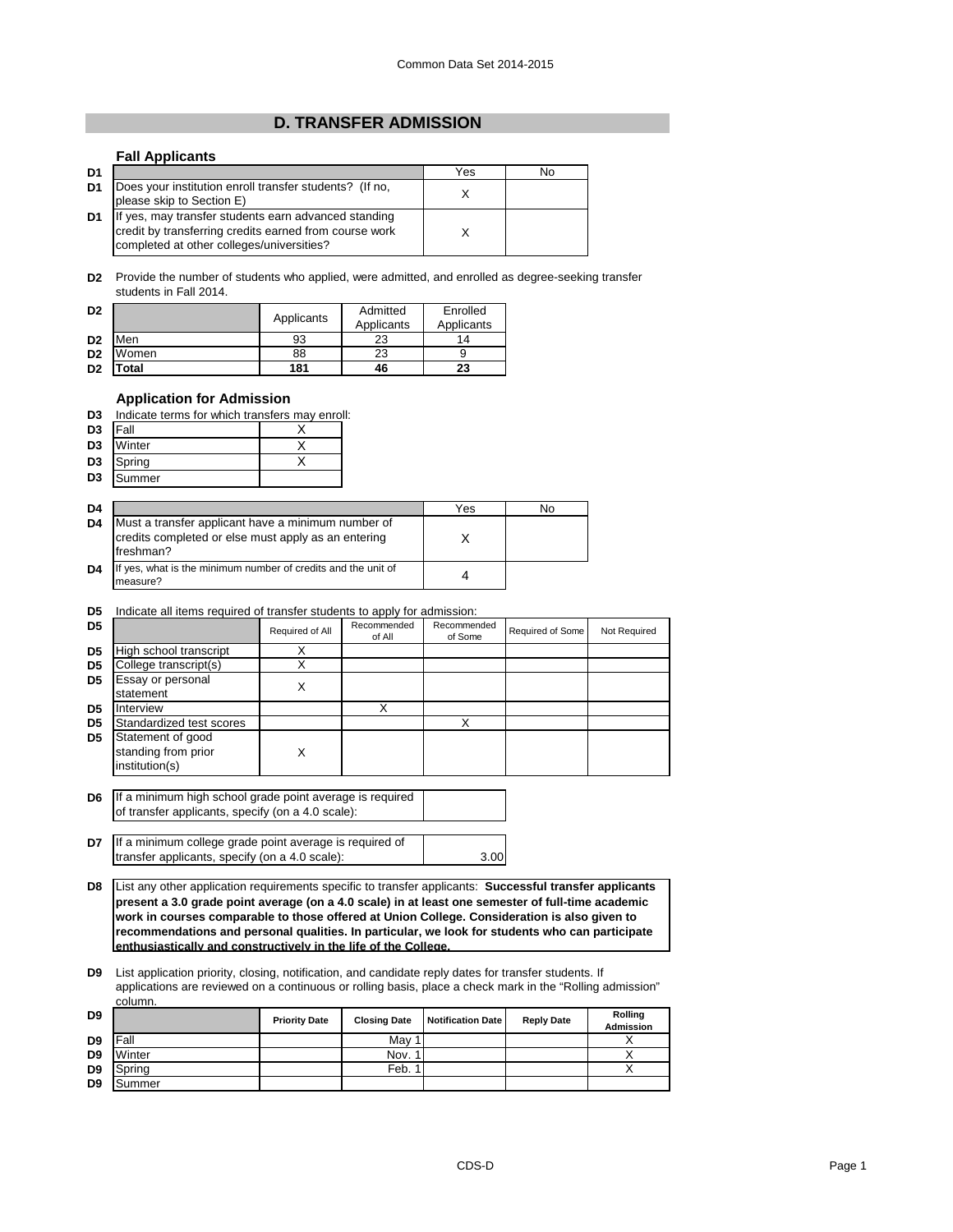## D. TRANSFER ADMISSION

### Fall Applicants

| D1 | | Yes | No |
|---|---|---|---|
| D1 | Does your institution enroll transfer students? (If no, please skip to Section E) | X | |
| D1 | If yes, may transfer students earn advanced standing credit by transferring credits earned from course work completed at other colleges/universities? | X | |

**D2** Provide the number of students who applied, were admitted, and enrolled as degree-seeking transfer students in Fall 2014.

| D2 | | Applicants | Admitted Applicants | Enrolled Applicants |
|---|---|---|---|---|
| D2 | Men | 93 | 23 | 14 |
| D2 | Women | 88 | 23 | 9 |
| D2 | **Total** | **181** | **46** | **23** |

### Application for Admission

**D3** Indicate terms for which transfers may enroll:

| D3 | Term | |
|---|---|---|
| D3 | Fall | X |
| D3 | Winter | X |
| D3 | Spring | X |
| D3 | Summer | |

| D4 | | Yes | No |
|---|---|---|---|
| D4 | Must a transfer applicant have a minimum number of credits completed or else must apply as an entering freshman? | X | |
| D4 | If yes, what is the minimum number of credits and the unit of measure? | 4 | |

**D5** Indicate all items required of transfer students to apply for admission:

| D5 | | Required of All | Recommended of All | Recommended of Some | Required of Some | Not Required |
|---|---|---|---|---|---|---|
| D5 | High school transcript | X | | | | |
| D5 | College transcript(s) | X | | | | |
| D5 | Essay or personal statement | X | | | | |
| D5 | Interview | | X | | | |
| D5 | Standardized test scores | | | X | | |
| D5 | Statement of good standing from prior institution(s) | X | | | | |

| | | |
|---|---|---|
| D6 | If a minimum high school grade point average is required of transfer applicants, specify (on a 4.0 scale): | |
| D7 | If a minimum college grade point average is required of transfer applicants, specify (on a 4.0 scale): | 3.00 |

**D8** List any other application requirements specific to transfer applicants: **Successful transfer applicants present a 3.0 grade point average (on a 4.0 scale) in at least one semester of full-time academic work in courses comparable to those offered at Union College. Consideration is also given to recommendations and personal qualities. In particular, we look for students who can participate enthusiastically and constructively in the life of the College.**

**D9** List application priority, closing, notification, and candidate reply dates for transfer students. If applications are reviewed on a continuous or rolling basis, place a check mark in the "Rolling admission" column.

| D9 | | Priority Date | Closing Date | Notification Date | Reply Date | Rolling Admission |
|---|---|---|---|---|---|---|
| D9 | Fall | | May 1 | | | X |
| D9 | Winter | | Nov. 1 | | | X |
| D9 | Spring | | Feb. 1 | | | X |
| D9 | Summer | | | | | |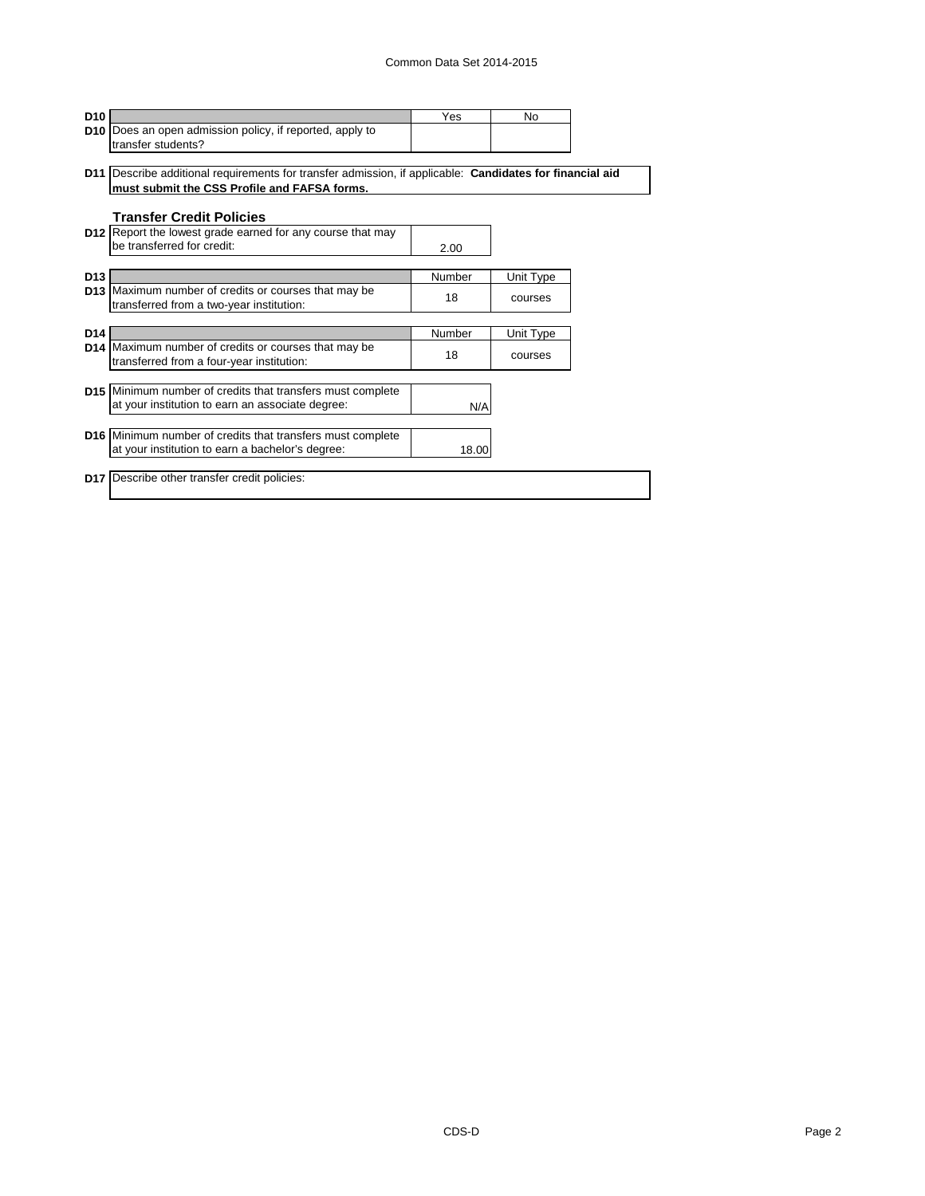| | | Yes | No |
|---|---|---|---|
| D10 | Does an open admission policy, if reported, apply to transfer students? | | |

**D11** Describe additional requirements for transfer admission, if applicable: **Candidates for financial aid must submit the CSS Profile and FAFSA forms.**

### Transfer Credit Policies

**D12** Report the lowest grade earned for any course that may be transferred for credit: 2.00

| | | Number | Unit Type |
|---|---|---|---|
| D13 | Maximum number of credits or courses that may be transferred from a two-year institution: | 18 | courses |

| | | Number | Unit Type |
|---|---|---|---|
| D14 | Maximum number of credits or courses that may be transferred from a four-year institution: | 18 | courses |

**D15** Minimum number of credits that transfers must complete at your institution to earn an associate degree: N/A

**D16** Minimum number of credits that transfers must complete at your institution to earn a bachelor's degree: 18.00

**D17** Describe other transfer credit policies: